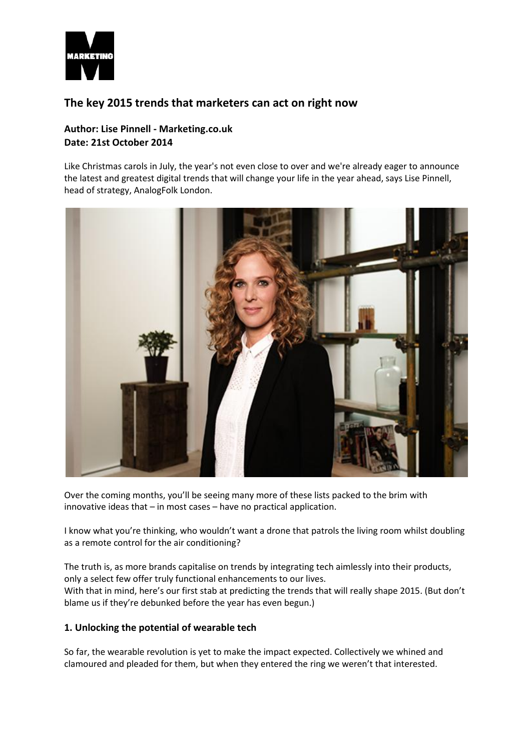# The key 2015 trends that marketers can act on right now

**Author: Lise Pinnell - Marketing.co.uk**
**Date: 21st October 2014**

Like Christmas carols in July, the year's not even close to over and we're already eager to announce the latest and greatest digital trends that will change your life in the year ahead, says Lise Pinnell, head of strategy, AnalogFolk London.

Over the coming months, you'll be seeing many more of these lists packed to the brim with innovative ideas that – in most cases – have no practical application.

I know what you're thinking, who wouldn't want a drone that patrols the living room whilst doubling as a remote control for the air conditioning?

The truth is, as more brands capitalise on trends by integrating tech aimlessly into their products, only a select few offer truly functional enhancements to our lives.

With that in mind, here's our first stab at predicting the trends that will really shape 2015. (But don't blame us if they're debunked before the year has even begun.)

## 1. Unlocking the potential of wearable tech

So far, the wearable revolution is yet to make the impact expected. Collectively we whined and clamoured and pleaded for them, but when they entered the ring we weren't that interested.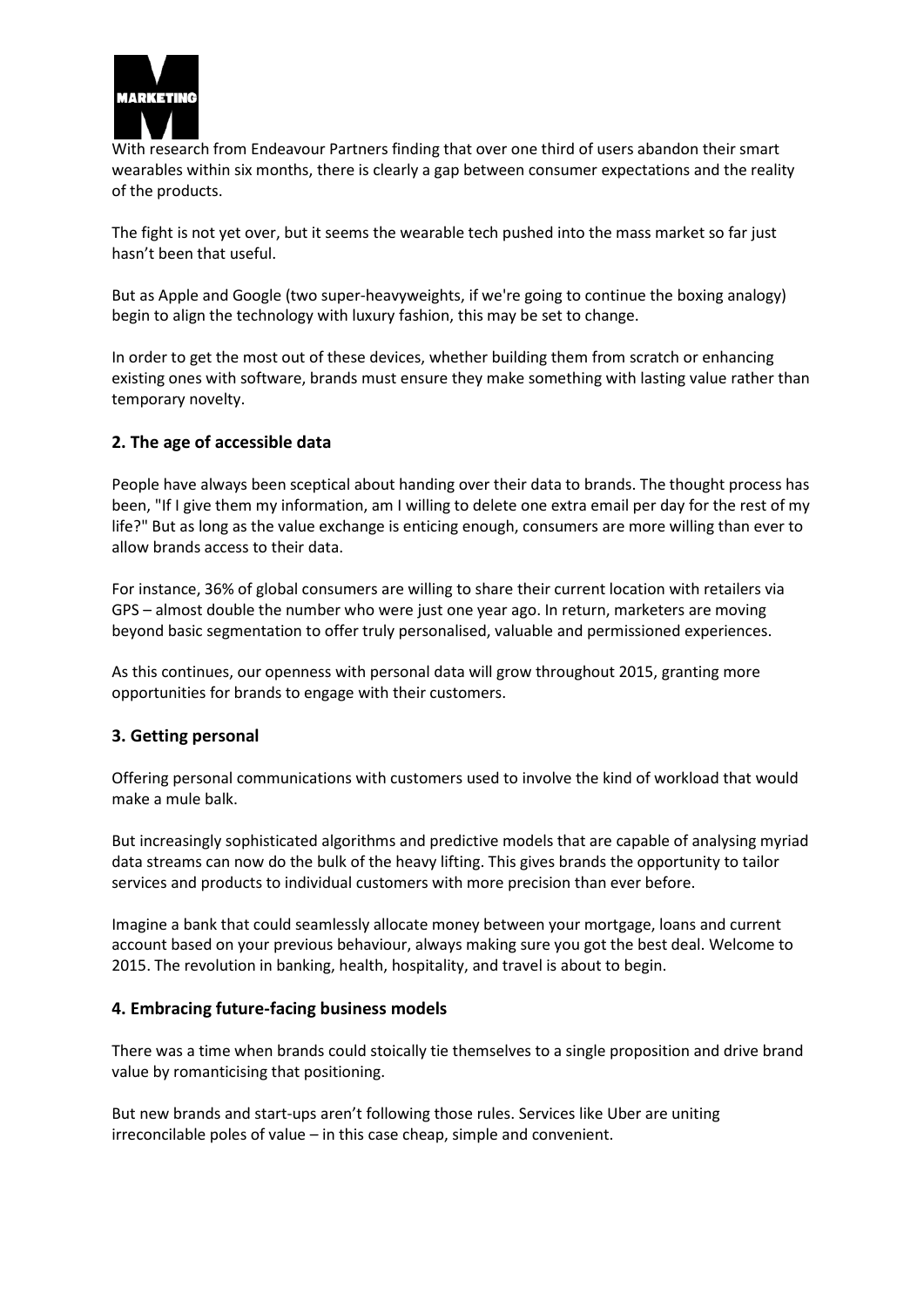With research from Endeavour Partners finding that over one third of users abandon their smart wearables within six months, there is clearly a gap between consumer expectations and the reality of the products.

The fight is not yet over, but it seems the wearable tech pushed into the mass market so far just hasn't been that useful.

But as Apple and Google (two super-heavyweights, if we're going to continue the boxing analogy) begin to align the technology with luxury fashion, this may be set to change.

In order to get the most out of these devices, whether building them from scratch or enhancing existing ones with software, brands must ensure they make something with lasting value rather than temporary novelty.

## 2. The age of accessible data

People have always been sceptical about handing over their data to brands. The thought process has been, "If I give them my information, am I willing to delete one extra email per day for the rest of my life?" But as long as the value exchange is enticing enough, consumers are more willing than ever to allow brands access to their data.

For instance, 36% of global consumers are willing to share their current location with retailers via GPS – almost double the number who were just one year ago. In return, marketers are moving beyond basic segmentation to offer truly personalised, valuable and permissioned experiences.

As this continues, our openness with personal data will grow throughout 2015, granting more opportunities for brands to engage with their customers.

## 3. Getting personal

Offering personal communications with customers used to involve the kind of workload that would make a mule balk.

But increasingly sophisticated algorithms and predictive models that are capable of analysing myriad data streams can now do the bulk of the heavy lifting. This gives brands the opportunity to tailor services and products to individual customers with more precision than ever before.

Imagine a bank that could seamlessly allocate money between your mortgage, loans and current account based on your previous behaviour, always making sure you got the best deal. Welcome to 2015. The revolution in banking, health, hospitality, and travel is about to begin.

## 4. Embracing future-facing business models

There was a time when brands could stoically tie themselves to a single proposition and drive brand value by romanticising that positioning.

But new brands and start-ups aren't following those rules. Services like Uber are uniting irreconcilable poles of value – in this case cheap, simple and convenient.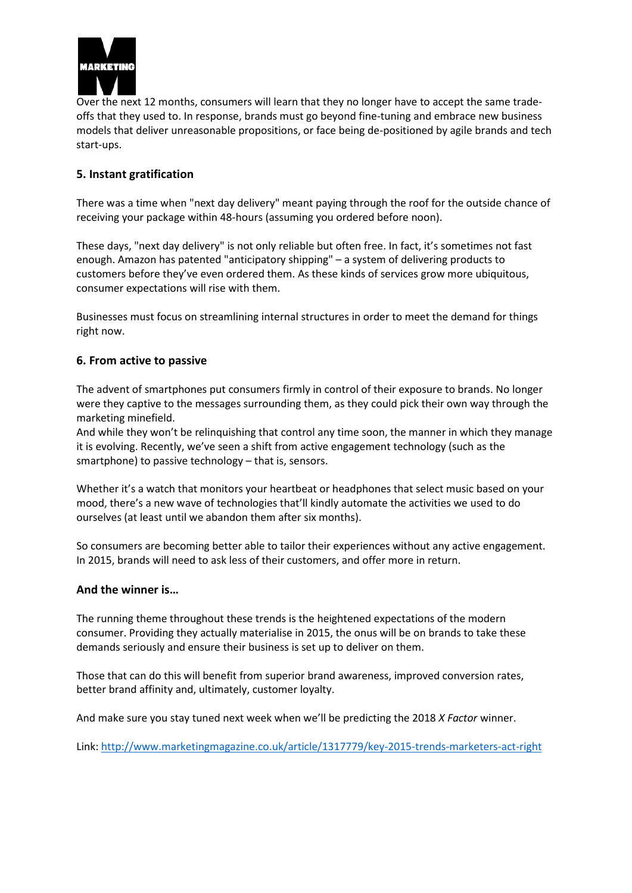Over the next 12 months, consumers will learn that they no longer have to accept the same trade-offs that they used to. In response, brands must go beyond fine-tuning and embrace new business models that deliver unreasonable propositions, or face being de-positioned by agile brands and tech start-ups.

### 5. Instant gratification

There was a time when "next day delivery" meant paying through the roof for the outside chance of receiving your package within 48-hours (assuming you ordered before noon).

These days, "next day delivery" is not only reliable but often free. In fact, it's sometimes not fast enough. Amazon has patented "anticipatory shipping" – a system of delivering products to customers before they've even ordered them. As these kinds of services grow more ubiquitous, consumer expectations will rise with them.

Businesses must focus on streamlining internal structures in order to meet the demand for things right now.

### 6. From active to passive

The advent of smartphones put consumers firmly in control of their exposure to brands. No longer were they captive to the messages surrounding them, as they could pick their own way through the marketing minefield.
And while they won't be relinquishing that control any time soon, the manner in which they manage it is evolving. Recently, we've seen a shift from active engagement technology (such as the smartphone) to passive technology – that is, sensors.

Whether it's a watch that monitors your heartbeat or headphones that select music based on your mood, there's a new wave of technologies that'll kindly automate the activities we used to do ourselves (at least until we abandon them after six months).

So consumers are becoming better able to tailor their experiences without any active engagement. In 2015, brands will need to ask less of their customers, and offer more in return.

### And the winner is…

The running theme throughout these trends is the heightened expectations of the modern consumer. Providing they actually materialise in 2015, the onus will be on brands to take these demands seriously and ensure their business is set up to deliver on them.

Those that can do this will benefit from superior brand awareness, improved conversion rates, better brand affinity and, ultimately, customer loyalty.

And make sure you stay tuned next week when we'll be predicting the 2018 *X Factor* winner.

Link: http://www.marketingmagazine.co.uk/article/1317779/key-2015-trends-marketers-act-right